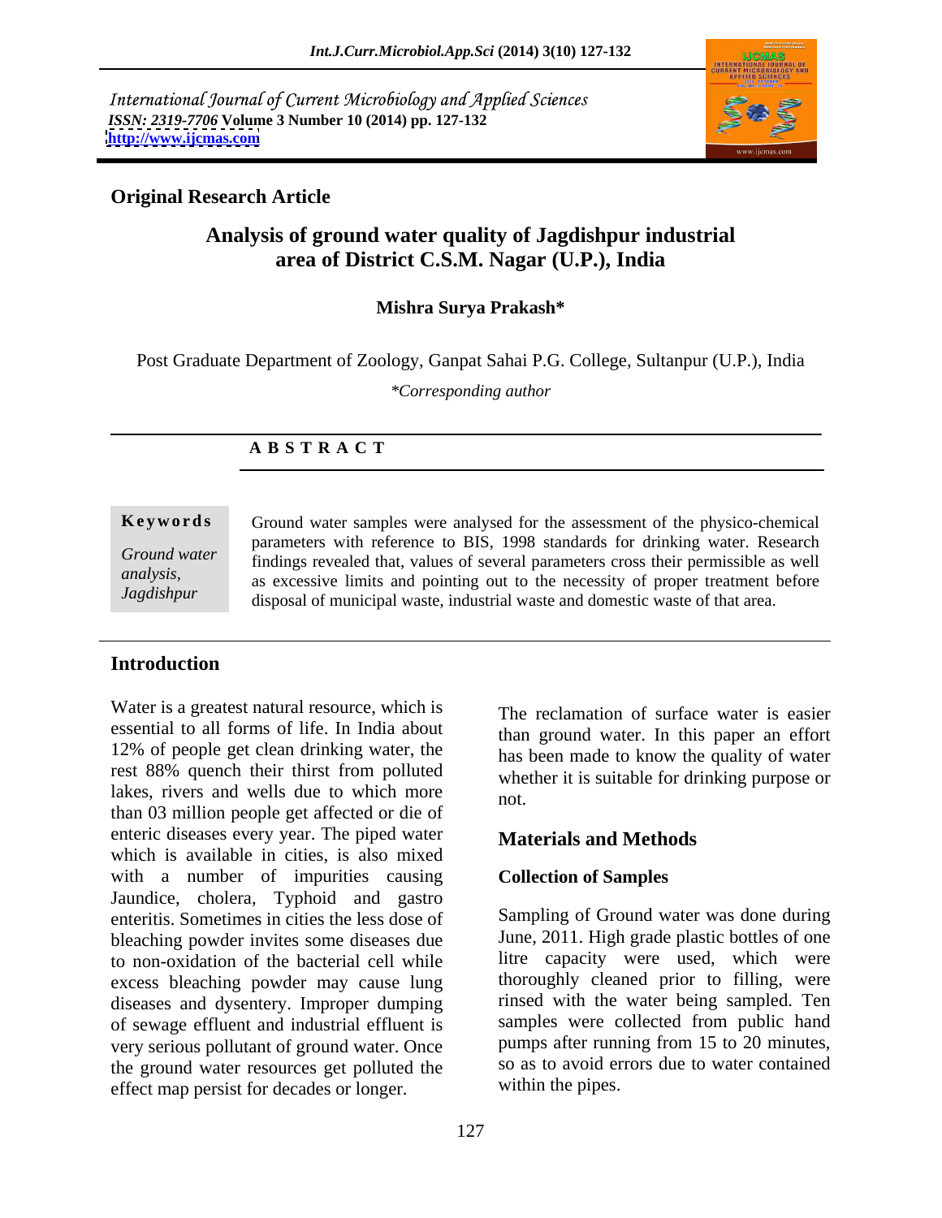International Journal of Current Microbiology and Applied Sciences
*ISSN: 2319-7706* **Volume 3 Number 10 (2014) pp. 127-132**
**http://www.ijcmas.com**

**Original Research Article**

# Analysis of ground water quality of Jagdishpur industrial area of District C.S.M. Nagar (U.P.), India

**Mishra Surya Prakash***

Post Graduate Department of Zoology, Ganpat Sahai P.G. College, Sultanpur (U.P.), India

*\*Corresponding author*

## A B S T R A C T

**Keywords**

*Ground water analysis, Jagdishpur*

Ground water samples were analysed for the assessment of the physico-chemical parameters with reference to BIS, 1998 standards for drinking water. Research findings revealed that, values of several parameters cross their permissible as well as excessive limits and pointing out to the necessity of proper treatment before disposal of municipal waste, industrial waste and domestic waste of that area.

## Introduction

Water is a greatest natural resource, which is essential to all forms of life. In India about 12% of people get clean drinking water, the rest 88% quench their thirst from polluted lakes, rivers and wells due to which more than 03 million people get affected or die of enteric diseases every year. The piped water which is available in cities, is also mixed with a number of impurities causing Jaundice, cholera, Typhoid and gastro enteritis. Sometimes in cities the less dose of bleaching powder invites some diseases due to non-oxidation of the bacterial cell while excess bleaching powder may cause lung diseases and dysentery. Improper dumping of sewage effluent and industrial effluent is very serious pollutant of ground water. Once the ground water resources get polluted the effect map persist for decades or longer.

The reclamation of surface water is easier than ground water. In this paper an effort has been made to know the quality of water whether it is suitable for drinking purpose or not.

## Materials and Methods

### Collection of Samples

Sampling of Ground water was done during June, 2011. High grade plastic bottles of one litre capacity were used, which were thoroughly cleaned prior to filling, were rinsed with the water being sampled. Ten samples were collected from public hand pumps after running from 15 to 20 minutes, so as to avoid errors due to water contained within the pipes.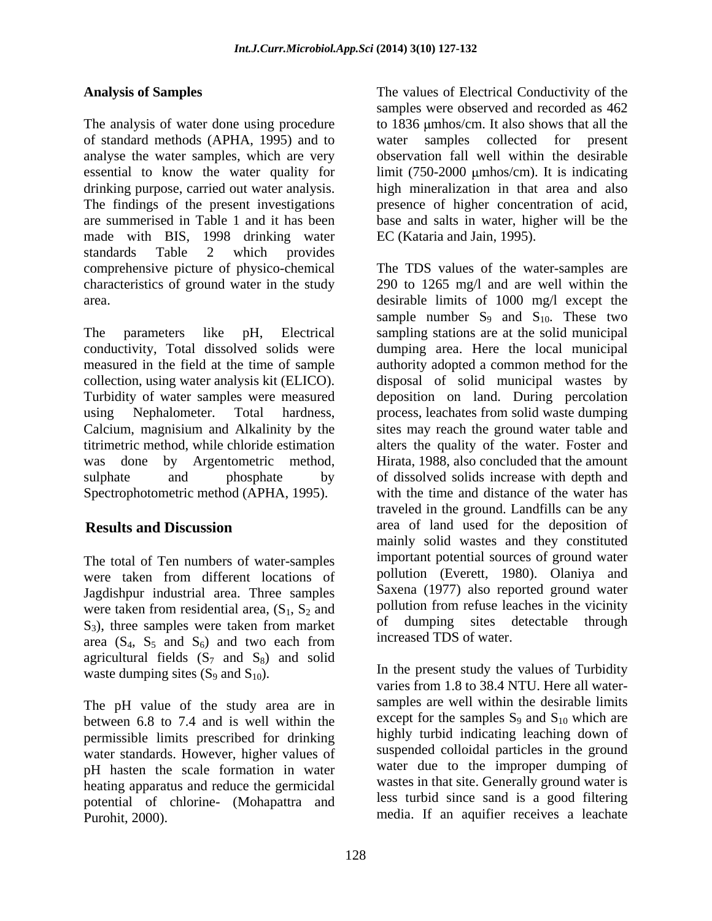## Analysis of Samples

The analysis of water done using procedure of standard methods (APHA, 1995) and to analyse the water samples, which are very essential to know the water quality for drinking purpose, carried out water analysis. The findings of the present investigations are summerised in Table 1 and it has been made with BIS, 1998 drinking water standards Table 2 which provides comprehensive picture of physico-chemical characteristics of ground water in the study area.

The parameters like pH, Electrical conductivity, Total dissolved solids were measured in the field at the time of sample collection, using water analysis kit (ELICO). Turbidity of water samples were measured using Nephalometer. Total hardness, Calcium, magnisium and Alkalinity by the titrimetric method, while chloride estimation was done by Argentometric method, sulphate and phosphate by Spectrophotometric method (APHA, 1995).

## Results and Discussion

The total of Ten numbers of water-samples were taken from different locations of Jagdishpur industrial area. Three samples were taken from residential area, ($S_1$, $S_2$ and $S_3$), three samples were taken from market area ($S_4$, $S_5$ and $S_6$) and two each from agricultural fields ($S_7$ and $S_8$) and solid waste dumping sites ($S_9$ and $S_{10}$).

The pH value of the study area are in between 6.8 to 7.4 and is well within the permissible limits prescribed for drinking water standards. However, higher values of pH hasten the scale formation in water heating apparatus and reduce the germicidal potential of chlorine- (Mohapattra and Purohit, 2000).

The values of Electrical Conductivity of the samples were observed and recorded as 462 to 1836 μmhos/cm. It also shows that all the water samples collected for present observation fall well within the desirable limit (750-2000 μmhos/cm). It is indicating high mineralization in that area and also presence of higher concentration of acid, base and salts in water, higher will be the EC (Kataria and Jain, 1995).

The TDS values of the water-samples are 290 to 1265 mg/l and are well within the desirable limits of 1000 mg/l except the sample number $S_9$ and $S_{10}$. These two sampling stations are at the solid municipal dumping area. Here the local municipal authority adopted a common method for the disposal of solid municipal wastes by deposition on land. During percolation process, leachates from solid waste dumping sites may reach the ground water table and alters the quality of the water. Foster and Hirata, 1988, also concluded that the amount of dissolved solids increase with depth and with the time and distance of the water has traveled in the ground. Landfills can be any area of land used for the deposition of mainly solid wastes and they constituted important potential sources of ground water pollution (Everett, 1980). Olaniya and Saxena (1977) also reported ground water pollution from refuse leaches in the vicinity of dumping sites detectable through increased TDS of water.

In the present study the values of Turbidity varies from 1.8 to 38.4 NTU. Here all water-samples are well within the desirable limits except for the samples $S_9$ and $S_{10}$ which are highly turbid indicating leaching down of suspended colloidal particles in the ground water due to the improper dumping of wastes in that site. Generally ground water is less turbid since sand is a good filtering media. If an aquifier receives a leachate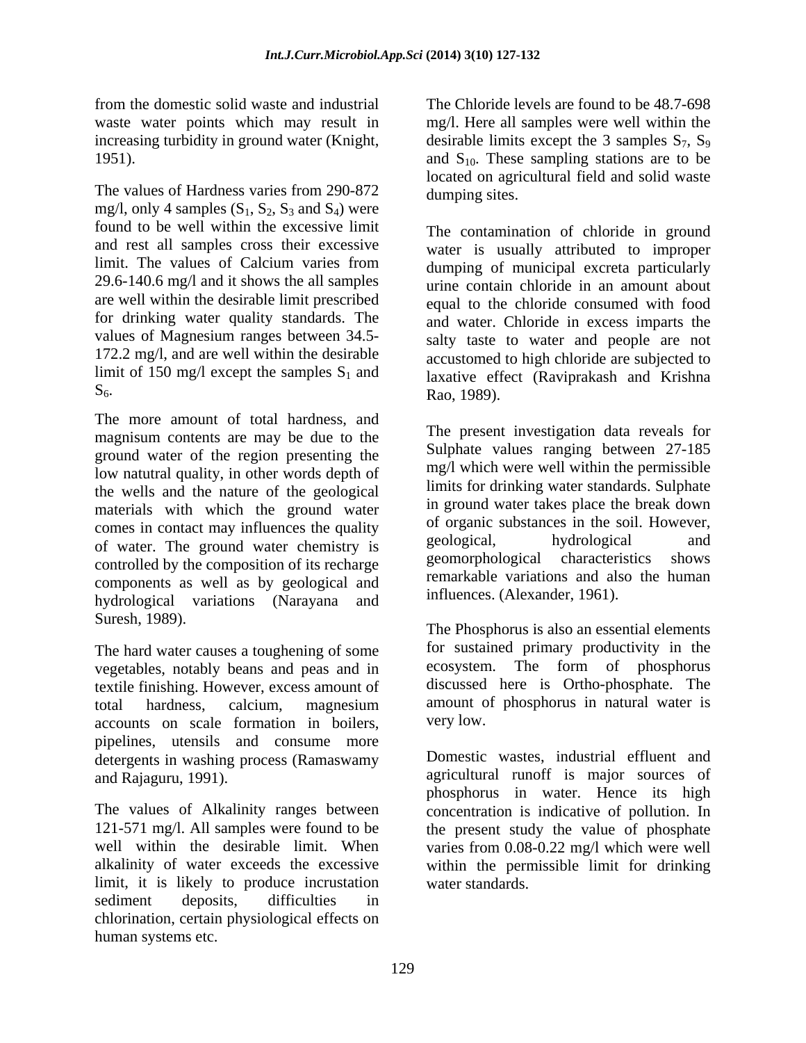from the domestic solid waste and industrial waste water points which may result in increasing turbidity in ground water (Knight, 1951).

The values of Hardness varies from 290-872 mg/l, only 4 samples ($S_1$, $S_2$, $S_3$ and $S_4$) were found to be well within the excessive limit and rest all samples cross their excessive limit. The values of Calcium varies from 29.6-140.6 mg/l and it shows the all samples are well within the desirable limit prescribed for drinking water quality standards. The values of Magnesium ranges between 34.5-172.2 mg/l, and are well within the desirable limit of 150 mg/l except the samples $S_1$ and $S_6$.

The more amount of total hardness, and magnisum contents are may be due to the ground water of the region presenting the low natutral quality, in other words depth of the wells and the nature of the geological materials with which the ground water comes in contact may influences the quality of water. The ground water chemistry is controlled by the composition of its recharge components as well as by geological and hydrological variations (Narayana and Suresh, 1989).

The hard water causes a toughening of some vegetables, notably beans and peas and in textile finishing. However, excess amount of total hardness, calcium, magnesium accounts on scale formation in boilers, pipelines, utensils and consume more detergents in washing process (Ramaswamy and Rajaguru, 1991).

The values of Alkalinity ranges between 121-571 mg/l. All samples were found to be well within the desirable limit. When alkalinity of water exceeds the excessive limit, it is likely to produce incrustation sediment deposits, difficulties in chlorination, certain physiological effects on human systems etc.

The Chloride levels are found to be 48.7-698 mg/l. Here all samples were well within the desirable limits except the 3 samples $S_7$, $S_9$ and $S_{10}$. These sampling stations are to be located on agricultural field and solid waste dumping sites.

The contamination of chloride in ground water is usually attributed to improper dumping of municipal excreta particularly urine contain chloride in an amount about equal to the chloride consumed with food and water. Chloride in excess imparts the salty taste to water and people are not accustomed to high chloride are subjected to laxative effect (Raviprakash and Krishna Rao, 1989).

The present investigation data reveals for Sulphate values ranging between 27-185 mg/l which were well within the permissible limits for drinking water standards. Sulphate in ground water takes place the break down of organic substances in the soil. However, geological, hydrological and geomorphological characteristics shows remarkable variations and also the human influences. (Alexander, 1961).

The Phosphorus is also an essential elements for sustained primary productivity in the ecosystem. The form of phosphorus discussed here is Ortho-phosphate. The amount of phosphorus in natural water is very low.

Domestic wastes, industrial effluent and agricultural runoff is major sources of phosphorus in water. Hence its high concentration is indicative of pollution. In the present study the value of phosphate varies from 0.08-0.22 mg/l which were well within the permissible limit for drinking water standards.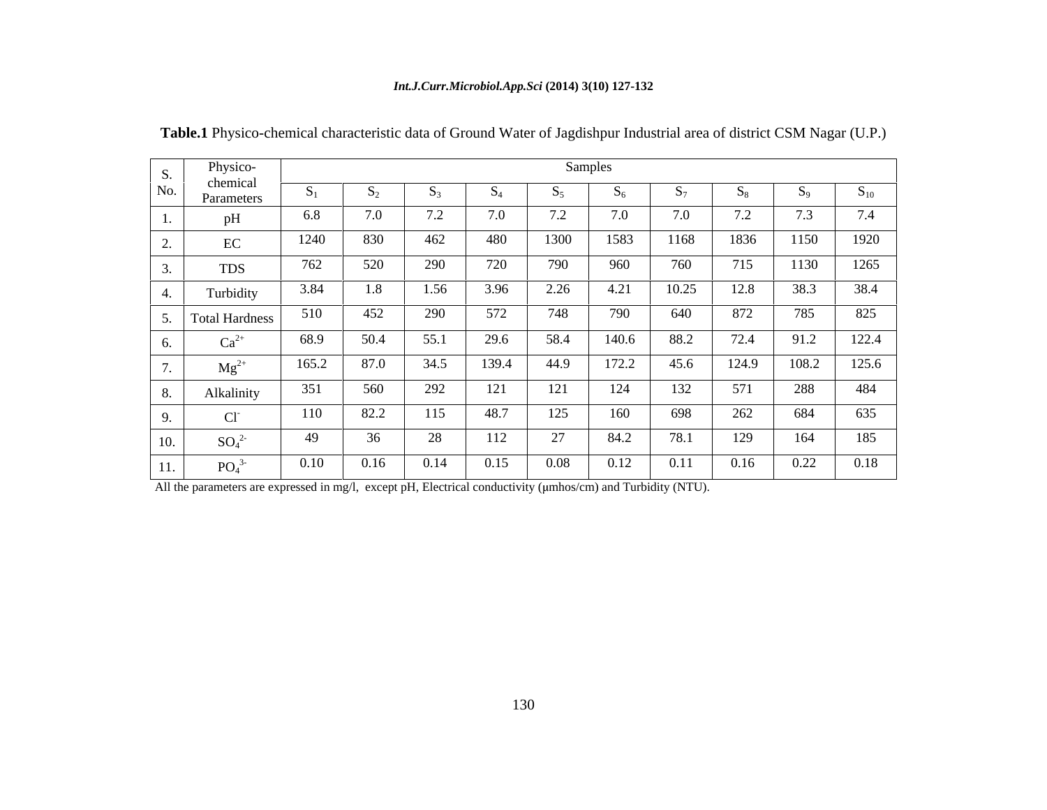**Table.1** Physico-chemical characteristic data of Ground Water of Jagdishpur Industrial area of district CSM Nagar (U.P.)

| S. No. | Physico-chemical Parameters | Samples | | | | | | | | | |
|---|---|---|---|---|---|---|---|---|---|---|---|
| | | $S_1$ | $S_2$ | $S_3$ | $S_4$ | $S_5$ | $S_6$ | $S_7$ | $S_8$ | $S_9$ | $S_{10}$ |
| 1. | pH | 6.8 | 7.0 | 7.2 | 7.0 | 7.2 | 7.0 | 7.0 | 7.2 | 7.3 | 7.4 |
| 2. | EC | 1240 | 830 | 462 | 480 | 1300 | 1583 | 1168 | 1836 | 1150 | 1920 |
| 3. | TDS | 762 | 520 | 290 | 720 | 790 | 960 | 760 | 715 | 1130 | 1265 |
| 4. | Turbidity | 3.84 | 1.8 | 1.56 | 3.96 | 2.26 | 4.21 | 10.25 | 12.8 | 38.3 | 38.4 |
| 5. | Total Hardness | 510 | 452 | 290 | 572 | 748 | 790 | 640 | 872 | 785 | 825 |
| 6. | $Ca^{2+}$ | 68.9 | 50.4 | 55.1 | 29.6 | 58.4 | 140.6 | 88.2 | 72.4 | 91.2 | 122.4 |
| 7. | $Mg^{2+}$ | 165.2 | 87.0 | 34.5 | 139.4 | 44.9 | 172.2 | 45.6 | 124.9 | 108.2 | 125.6 |
| 8. | Alkalinity | 351 | 560 | 292 | 121 | 121 | 124 | 132 | 571 | 288 | 484 |
| 9. | $Cl^-$ | 110 | 82.2 | 115 | 48.7 | 125 | 160 | 698 | 262 | 684 | 635 |
| 10. | $SO_4^{2-}$ | 49 | 36 | 28 | 112 | 27 | 84.2 | 78.1 | 129 | 164 | 185 |
| 11. | $PO_4^{3-}$ | 0.10 | 0.16 | 0.14 | 0.15 | 0.08 | 0.12 | 0.11 | 0.16 | 0.22 | 0.18 |

All the parameters are expressed in mg/l, except pH, Electrical conductivity (μmhos/cm) and Turbidity (NTU).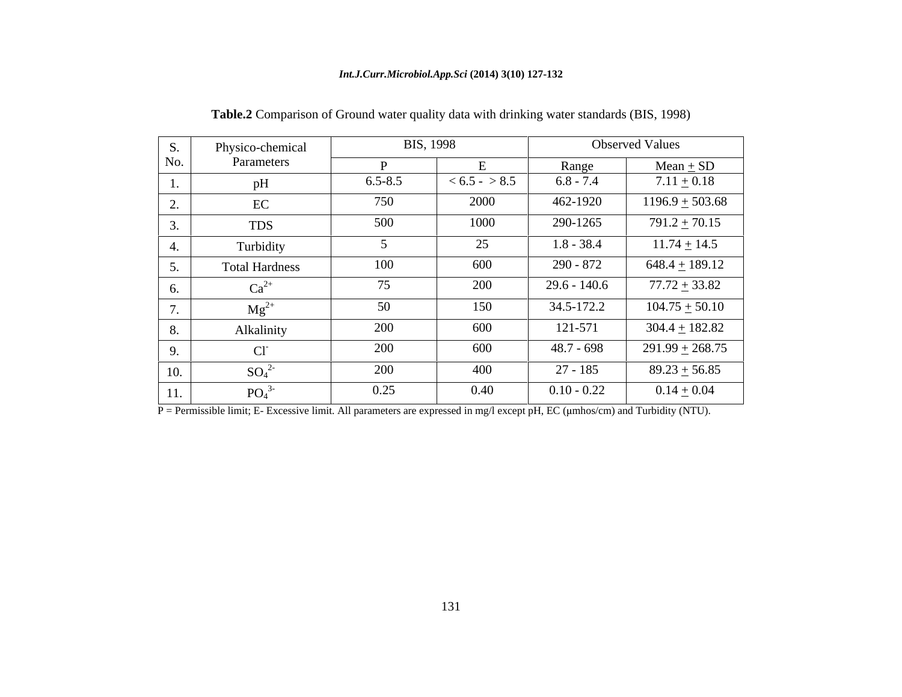**Table.2** Comparison of Ground water quality data with drinking water standards (BIS, 1998)

| S. No. | Physico-chemical Parameters | BIS, 1998 | | Observed Values | |
|---|---|---|---|---|---|
| | | P | E | Range | Mean ± SD |
| 1. | pH | 6.5-8.5 | < 6.5 - > 8.5 | 6.8 - 7.4 | 7.11 ± 0.18 |
| 2. | EC | 750 | 2000 | 462-1920 | 1196.9 ± 503.68 |
| 3. | TDS | 500 | 1000 | 290-1265 | 791.2 ± 70.15 |
| 4. | Turbidity | 5 | 25 | 1.8 - 38.4 | 11.74 ± 14.5 |
| 5. | Total Hardness | 100 | 600 | 290 - 872 | 648.4 ± 189.12 |
| 6. | $Ca^{2+}$ | 75 | 200 | 29.6 - 140.6 | 77.72 ± 33.82 |
| 7. | $Mg^{2+}$ | 50 | 150 | 34.5-172.2 | 104.75 ± 50.10 |
| 8. | Alkalinity | 200 | 600 | 121-571 | 304.4 ± 182.82 |
| 9. | $Cl^{-}$ | 200 | 600 | 48.7 - 698 | 291.99 ± 268.75 |
| 10. | $SO_4^{2-}$ | 200 | 400 | 27 - 185 | 89.23 ± 56.85 |
| 11. | $PO_4^{3-}$ | 0.25 | 0.40 | 0.10 - 0.22 | 0.14 ± 0.04 |

P = Permissible limit; E- Excessive limit. All parameters are expressed in mg/l except pH, EC (μmhos/cm) and Turbidity (NTU).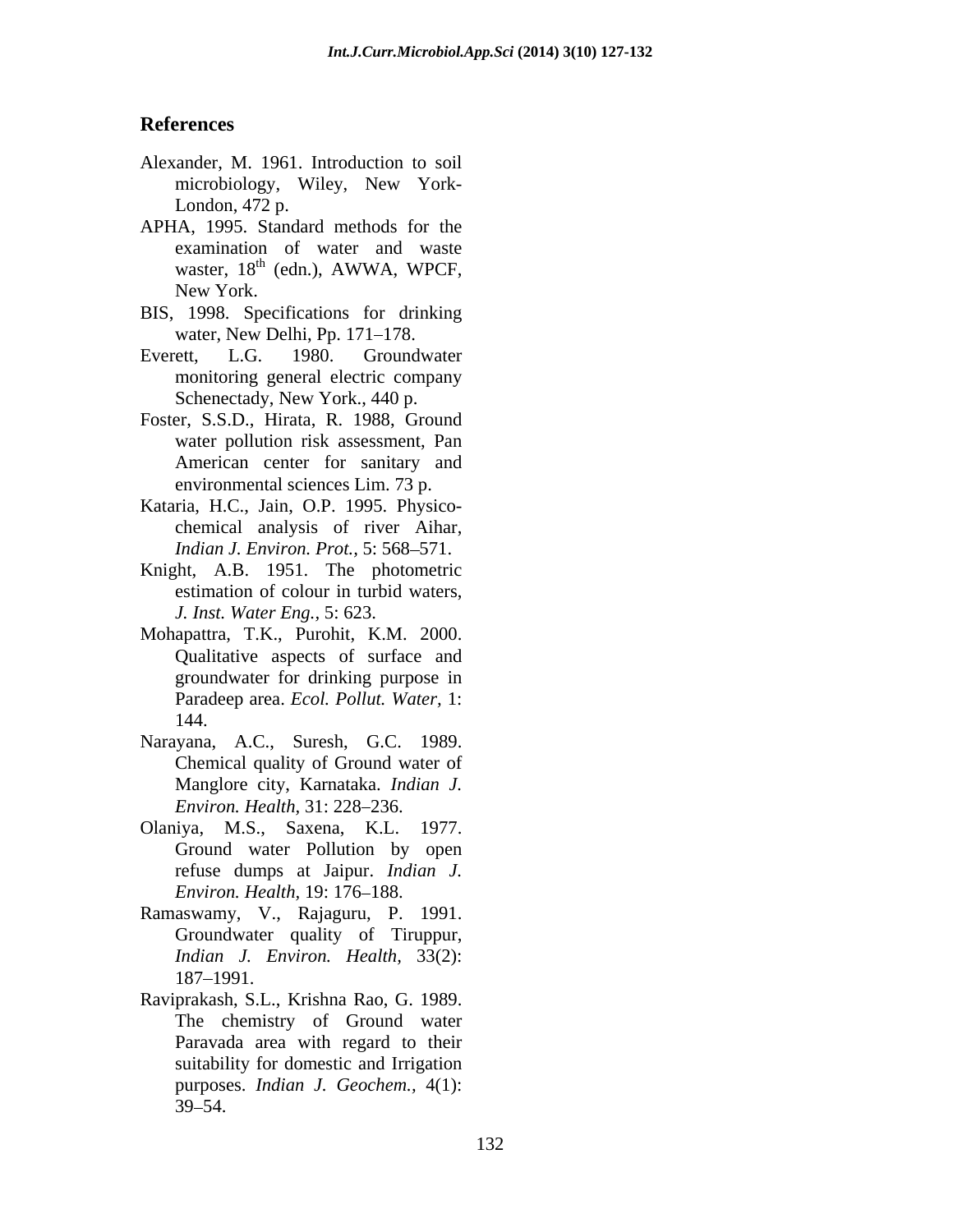## References

Alexander, M. 1961. Introduction to soil microbiology, Wiley, New York-London, 472 p.

APHA, 1995. Standard methods for the examination of water and waste waster, 18th (edn.), AWWA, WPCF, New York.

BIS, 1998. Specifications for drinking water, New Delhi, Pp. 171–178.

Everett, L.G. 1980. Groundwater monitoring general electric company Schenectady, New York., 440 p.

Foster, S.S.D., Hirata, R. 1988, Ground water pollution risk assessment, Pan American center for sanitary and environmental sciences Lim. 73 p.

Kataria, H.C., Jain, O.P. 1995. Physico-chemical analysis of river Aihar, *Indian J. Environ. Prot.*, 5: 568–571.

Knight, A.B. 1951. The photometric estimation of colour in turbid waters, *J. Inst. Water Eng.*, 5: 623.

Mohapattra, T.K., Purohit, K.M. 2000. Qualitative aspects of surface and groundwater for drinking purpose in Paradeep area. *Ecol. Pollut. Water*, 1: 144.

Narayana, A.C., Suresh, G.C. 1989. Chemical quality of Ground water of Manglore city, Karnataka. *Indian J. Environ. Health*, 31: 228–236.

Olaniya, M.S., Saxena, K.L. 1977. Ground water Pollution by open refuse dumps at Jaipur. *Indian J. Environ. Health*, 19: 176–188.

Ramaswamy, V., Rajaguru, P. 1991. Groundwater quality of Tiruppur, *Indian J. Environ. Health*, 33(2): 187–1991.

Raviprakash, S.L., Krishna Rao, G. 1989. The chemistry of Ground water Paravada area with regard to their suitability for domestic and Irrigation purposes. *Indian J. Geochem.*, 4(1): 39–54.